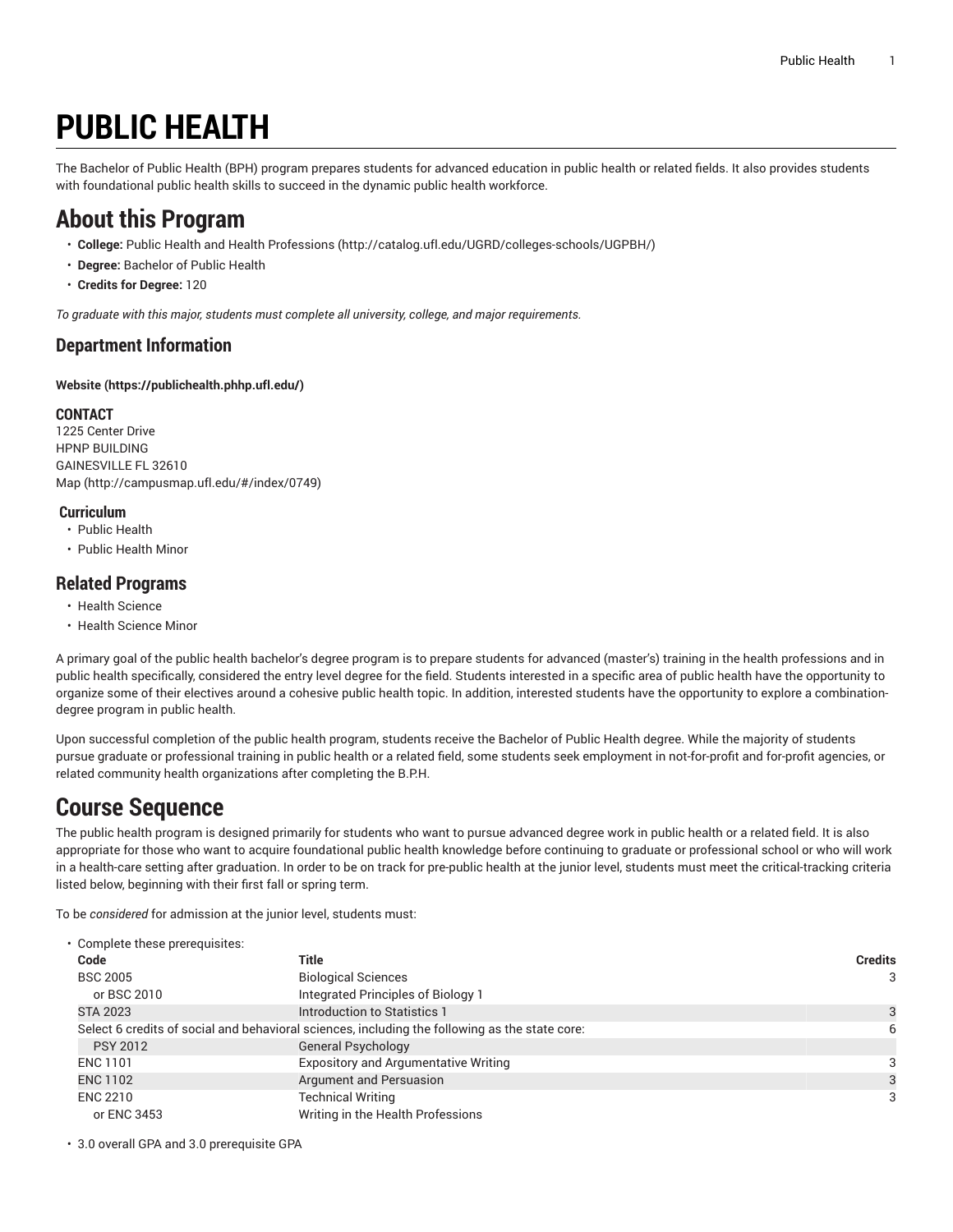# PUBLIC HEALTH

The Bachelor of Public Health (BPH) program prepares students for advanced education in public health or related fields. It also provides students with foundational public health skills to succeed in the dynamic public health workforce.

## About this Program

- **College:** Public Health and Health Professions (http://catalog.ufl.edu/UGRD/colleges-schools/UGPBH/)
- **Degree:** Bachelor of Public Health
- **Credits for Degree:** 120

*To graduate with this major, students must complete all university, college, and major requirements.*

### Department Information

**Website (https://publichealth.phhp.ufl.edu/)**

**CONTACT**
1225 Center Drive
HPNP BUILDING
GAINESVILLE FL 32610
Map (http://campusmap.ufl.edu/#/index/0749)

**Curriculum**

- Public Health
- Public Health Minor

### Related Programs

- Health Science
- Health Science Minor

A primary goal of the public health bachelor's degree program is to prepare students for advanced (master's) training in the health professions and in public health specifically, considered the entry level degree for the field. Students interested in a specific area of public health have the opportunity to organize some of their electives around a cohesive public health topic. In addition, interested students have the opportunity to explore a combination-degree program in public health.

Upon successful completion of the public health program, students receive the Bachelor of Public Health degree. While the majority of students pursue graduate or professional training in public health or a related field, some students seek employment in not-for-profit and for-profit agencies, or related community health organizations after completing the B.P.H.

## Course Sequence

The public health program is designed primarily for students who want to pursue advanced degree work in public health or a related field. It is also appropriate for those who want to acquire foundational public health knowledge before continuing to graduate or professional school or who will work in a health-care setting after graduation. In order to be on track for pre-public health at the junior level, students must meet the critical-tracking criteria listed below, beginning with their first fall or spring term.

To be *considered* for admission at the junior level, students must:

- Complete these prerequisites:

| Code | Title | Credits |
|---|---|---|
| BSC 2005 | Biological Sciences | 3 |
| or BSC 2010 | Integrated Principles of Biology 1 | |
| STA 2023 | Introduction to Statistics 1 | 3 |
| Select 6 credits of social and behavioral sciences, including the following as the state core: | | 6 |
| PSY 2012 | General Psychology | |
| ENC 1101 | Expository and Argumentative Writing | 3 |
| ENC 1102 | Argument and Persuasion | 3 |
| ENC 2210 | Technical Writing | 3 |
| or ENC 3453 | Writing in the Health Professions | |

- 3.0 overall GPA and 3.0 prerequisite GPA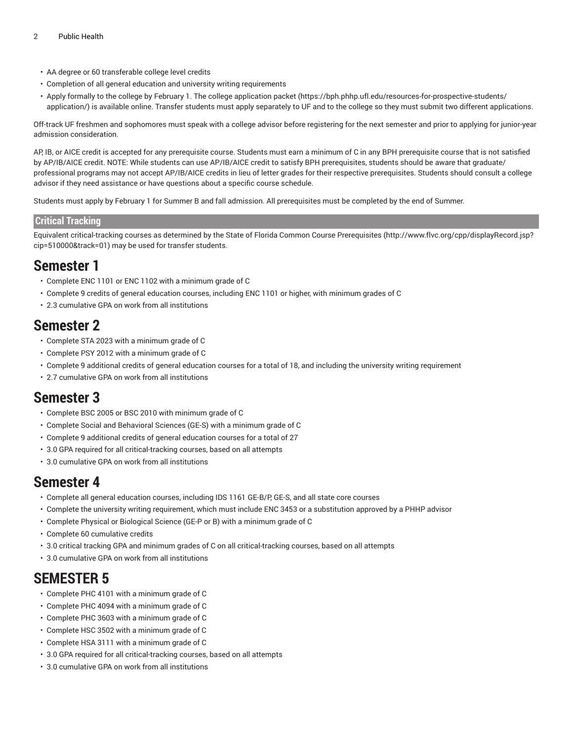- AA degree or 60 transferable college level credits
- Completion of all general education and university writing requirements
- Apply formally to the college by February 1. The college application packet (https://bph.phhp.ufl.edu/resources-for-prospective-students/application/) is available online. Transfer students must apply separately to UF and to the college so they must submit two different applications.

Off-track UF freshmen and sophomores must speak with a college advisor before registering for the next semester and prior to applying for junior-year admission consideration.

AP, IB, or AICE credit is accepted for any prerequisite course. Students must earn a minimum of C in any BPH prerequisite course that is not satisfied by AP/IB/AICE credit. NOTE: While students can use AP/IB/AICE credit to satisfy BPH prerequisites, students should be aware that graduate/professional programs may not accept AP/IB/AICE credits in lieu of letter grades for their respective prerequisites. Students should consult a college advisor if they need assistance or have questions about a specific course schedule.

Students must apply by February 1 for Summer B and fall admission. All prerequisites must be completed by the end of Summer.

## Critical Tracking

Equivalent critical-tracking courses as determined by the State of Florida Common Course Prerequisites (http://www.flvc.org/cpp/displayRecord.jsp?cip=510000&track=01) may be used for transfer students.

# Semester 1

- Complete ENC 1101 or ENC 1102 with a minimum grade of C
- Complete 9 credits of general education courses, including ENC 1101 or higher, with minimum grades of C
- 2.3 cumulative GPA on work from all institutions

# Semester 2

- Complete STA 2023 with a minimum grade of C
- Complete PSY 2012 with a minimum grade of C
- Complete 9 additional credits of general education courses for a total of 18, and including the university writing requirement
- 2.7 cumulative GPA on work from all institutions

# Semester 3

- Complete BSC 2005 or BSC 2010 with minimum grade of C
- Complete Social and Behavioral Sciences (GE-S) with a minimum grade of C
- Complete 9 additional credits of general education courses for a total of 27
- 3.0 GPA required for all critical-tracking courses, based on all attempts
- 3.0 cumulative GPA on work from all institutions

# Semester 4

- Complete all general education courses, including IDS 1161 GE-B/P, GE-S, and all state core courses
- Complete the university writing requirement, which must include ENC 3453 or a substitution approved by a PHHP advisor
- Complete Physical or Biological Science (GE-P or B) with a minimum grade of C
- Complete 60 cumulative credits
- 3.0 critical tracking GPA and minimum grades of C on all critical-tracking courses, based on all attempts
- 3.0 cumulative GPA on work from all institutions

# SEMESTER 5

- Complete PHC 4101 with a minimum grade of C
- Complete PHC 4094 with a minimum grade of C
- Complete PHC 3603 with a minimum grade of C
- Complete HSC 3502 with a minimum grade of C
- Complete HSA 3111 with a minimum grade of C
- 3.0 GPA required for all critical-tracking courses, based on all attempts
- 3.0 cumulative GPA on work from all institutions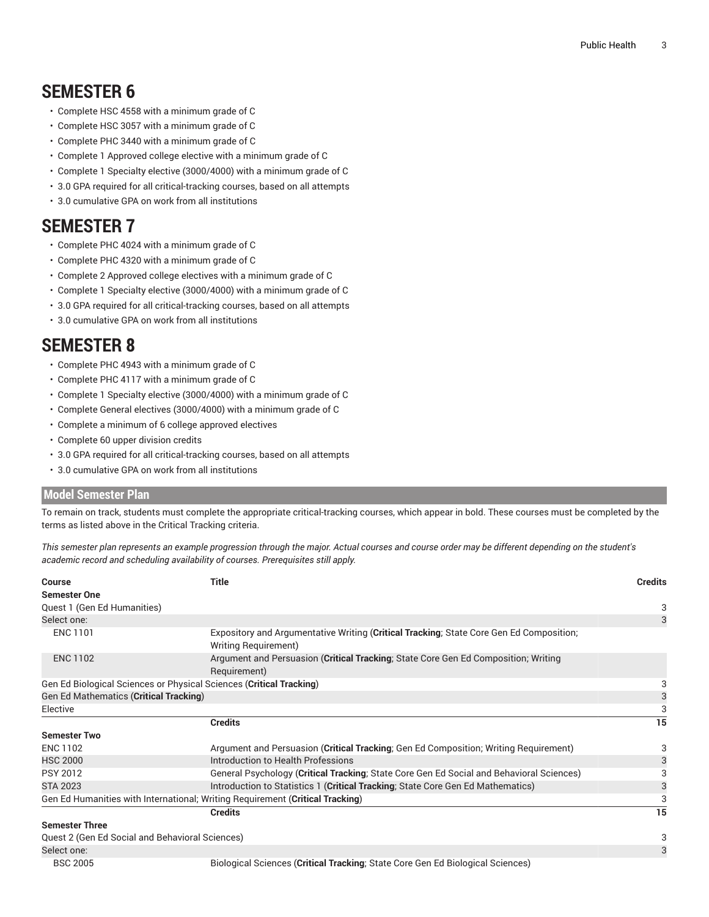## SEMESTER 6

- Complete HSC 4558 with a minimum grade of C
- Complete HSC 3057 with a minimum grade of C
- Complete PHC 3440 with a minimum grade of C
- Complete 1 Approved college elective with a minimum grade of C
- Complete 1 Specialty elective (3000/4000) with a minimum grade of C
- 3.0 GPA required for all critical-tracking courses, based on all attempts
- 3.0 cumulative GPA on work from all institutions

## SEMESTER 7

- Complete PHC 4024 with a minimum grade of C
- Complete PHC 4320 with a minimum grade of C
- Complete 2 Approved college electives with a minimum grade of C
- Complete 1 Specialty elective (3000/4000) with a minimum grade of C
- 3.0 GPA required for all critical-tracking courses, based on all attempts
- 3.0 cumulative GPA on work from all institutions

## SEMESTER 8

- Complete PHC 4943 with a minimum grade of C
- Complete PHC 4117 with a minimum grade of C
- Complete 1 Specialty elective (3000/4000) with a minimum grade of C
- Complete General electives (3000/4000) with a minimum grade of C
- Complete a minimum of 6 college approved electives
- Complete 60 upper division credits
- 3.0 GPA required for all critical-tracking courses, based on all attempts
- 3.0 cumulative GPA on work from all institutions

## Model Semester Plan

To remain on track, students must complete the appropriate critical-tracking courses, which appear in bold. These courses must be completed by the terms as listed above in the Critical Tracking criteria.

*This semester plan represents an example progression through the major. Actual courses and course order may be different depending on the student's academic record and scheduling availability of courses. Prerequisites still apply.*

| Course | Title | Credits |
|---|---|---|
| **Semester One** | | |
| Quest 1 (Gen Ed Humanities) | | 3 |
| Select one: | | 3 |
| ENC 1101 | Expository and Argumentative Writing (**Critical Tracking**; State Core Gen Ed Composition; Writing Requirement) | |
| ENC 1102 | Argument and Persuasion (**Critical Tracking**; State Core Gen Ed Composition; Writing Requirement) | |
| Gen Ed Biological Sciences or Physical Sciences (**Critical Tracking**) | | 3 |
| Gen Ed Mathematics (**Critical Tracking**) | | 3 |
| Elective | | 3 |
| | **Credits** | 15 |
| **Semester Two** | | |
| ENC 1102 | Argument and Persuasion (**Critical Tracking**; Gen Ed Composition; Writing Requirement) | 3 |
| HSC 2000 | Introduction to Health Professions | 3 |
| PSY 2012 | General Psychology (**Critical Tracking**; State Core Gen Ed Social and Behavioral Sciences) | 3 |
| STA 2023 | Introduction to Statistics 1 (**Critical Tracking**; State Core Gen Ed Mathematics) | 3 |
| Gen Ed Humanities with International; Writing Requirement (**Critical Tracking**) | | 3 |
| | **Credits** | 15 |
| **Semester Three** | | |
| Quest 2 (Gen Ed Social and Behavioral Sciences) | | 3 |
| Select one: | | 3 |
| BSC 2005 | Biological Sciences (**Critical Tracking**; State Core Gen Ed Biological Sciences) | |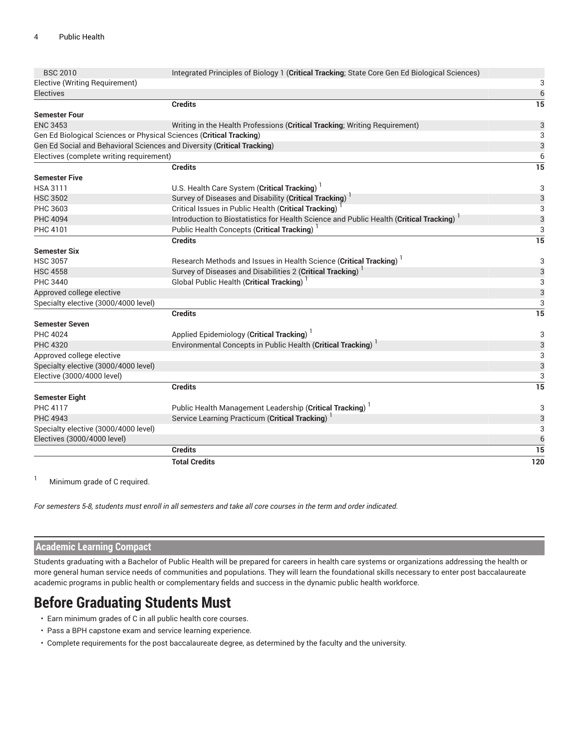| | | |
|---|---|---|
| BSC 2010 | Integrated Principles of Biology 1 (**Critical Tracking**; State Core Gen Ed Biological Sciences) | |
| Elective (Writing Requirement) | | 3 |
| Electives | | 6 |
| | **Credits** | **15** |
| **Semester Four** | | |
| ENC 3453 | Writing in the Health Professions (**Critical Tracking**; Writing Requirement) | 3 |
| Gen Ed Biological Sciences or Physical Sciences (**Critical Tracking**) | | 3 |
| Gen Ed Social and Behavioral Sciences and Diversity (**Critical Tracking**) | | 3 |
| Electives (complete writing requirement) | | 6 |
| | **Credits** | **15** |
| **Semester Five** | | |
| HSA 3111 | U.S. Health Care System (**Critical Tracking**) [1] | 3 |
| HSC 3502 | Survey of Diseases and Disability (**Critical Tracking**) [1] | 3 |
| PHC 3603 | Critical Issues in Public Health (**Critical Tracking**) [1] | 3 |
| PHC 4094 | Introduction to Biostatistics for Health Science and Public Health (**Critical Tracking**) [1] | 3 |
| PHC 4101 | Public Health Concepts (**Critical Tracking**) [1] | 3 |
| | **Credits** | **15** |
| **Semester Six** | | |
| HSC 3057 | Research Methods and Issues in Health Science (**Critical Tracking**) [1] | 3 |
| HSC 4558 | Survey of Diseases and Disabilities 2 (**Critical Tracking**) [1] | 3 |
| PHC 3440 | Global Public Health (**Critical Tracking**) [1] | 3 |
| Approved college elective | | 3 |
| Specialty elective (3000/4000 level) | | 3 |
| | **Credits** | **15** |
| **Semester Seven** | | |
| PHC 4024 | Applied Epidemiology (**Critical Tracking**) [1] | 3 |
| PHC 4320 | Environmental Concepts in Public Health (**Critical Tracking**) [1] | 3 |
| Approved college elective | | 3 |
| Specialty elective (3000/4000 level) | | 3 |
| Elective (3000/4000 level) | | 3 |
| | **Credits** | **15** |
| **Semester Eight** | | |
| PHC 4117 | Public Health Management Leadership (**Critical Tracking**) [1] | 3 |
| PHC 4943 | Service Learning Practicum (**Critical Tracking**) [1] | 3 |
| Specialty elective (3000/4000 level) | | 3 |
| Electives (3000/4000 level) | | 6 |
| | **Credits** | **15** |
| | **Total Credits** | **120** |

[1] Minimum grade of C required.

*For semesters 5-8, students must enroll in all semesters and take all core courses in the term and order indicated.*

## Academic Learning Compact

Students graduating with a Bachelor of Public Health will be prepared for careers in health care systems or organizations addressing the health or more general human service needs of communities and populations. They will learn the foundational skills necessary to enter post baccalaureate academic programs in public health or complementary fields and success in the dynamic public health workforce.

# Before Graduating Students Must

- Earn minimum grades of C in all public health core courses.
- Pass a BPH capstone exam and service learning experience.
- Complete requirements for the post baccalaureate degree, as determined by the faculty and the university.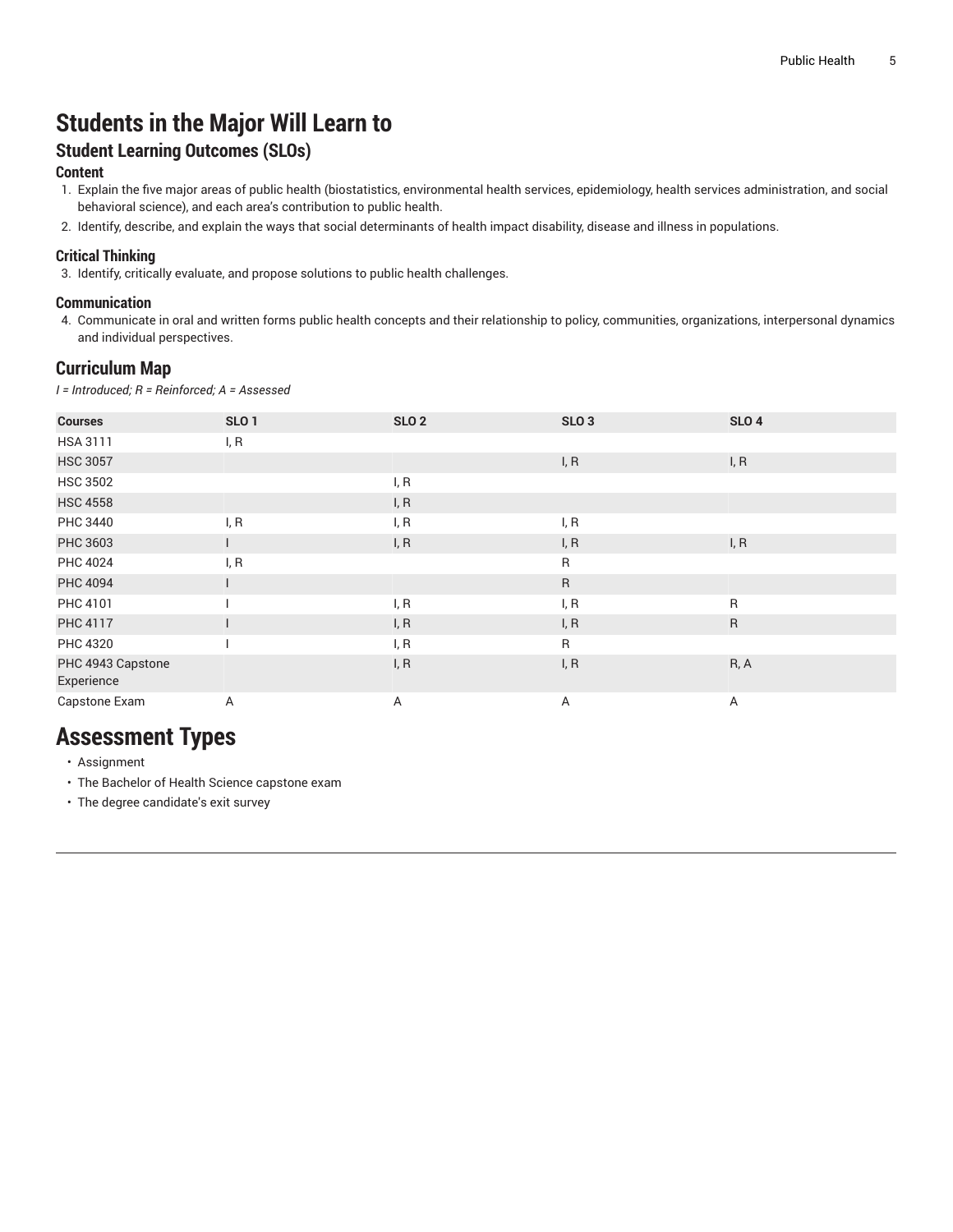# Students in the Major Will Learn to

## Student Learning Outcomes (SLOs)

### Content

1. Explain the five major areas of public health (biostatistics, environmental health services, epidemiology, health services administration, and social behavioral science), and each area's contribution to public health.
2. Identify, describe, and explain the ways that social determinants of health impact disability, disease and illness in populations.

### Critical Thinking

3. Identify, critically evaluate, and propose solutions to public health challenges.

### Communication

4. Communicate in oral and written forms public health concepts and their relationship to policy, communities, organizations, interpersonal dynamics and individual perspectives.

## Curriculum Map

*I = Introduced; R = Reinforced; A = Assessed*

| Courses | SLO 1 | SLO 2 | SLO 3 | SLO 4 |
|---|---|---|---|---|
| HSA 3111 | I, R | | | |
| HSC 3057 | | | I, R | I, R |
| HSC 3502 | | I, R | | |
| HSC 4558 | | I, R | | |
| PHC 3440 | I, R | I, R | I, R | |
| PHC 3603 | I | I, R | I, R | I, R |
| PHC 4024 | I, R | | R | |
| PHC 4094 | I | | R | |
| PHC 4101 | I | I, R | I, R | R |
| PHC 4117 | I | I, R | I, R | R |
| PHC 4320 | I | I, R | R | |
| PHC 4943 Capstone Experience | | I, R | I, R | R, A |
| Capstone Exam | A | A | A | A |

# Assessment Types

- Assignment
- The Bachelor of Health Science capstone exam
- The degree candidate's exit survey